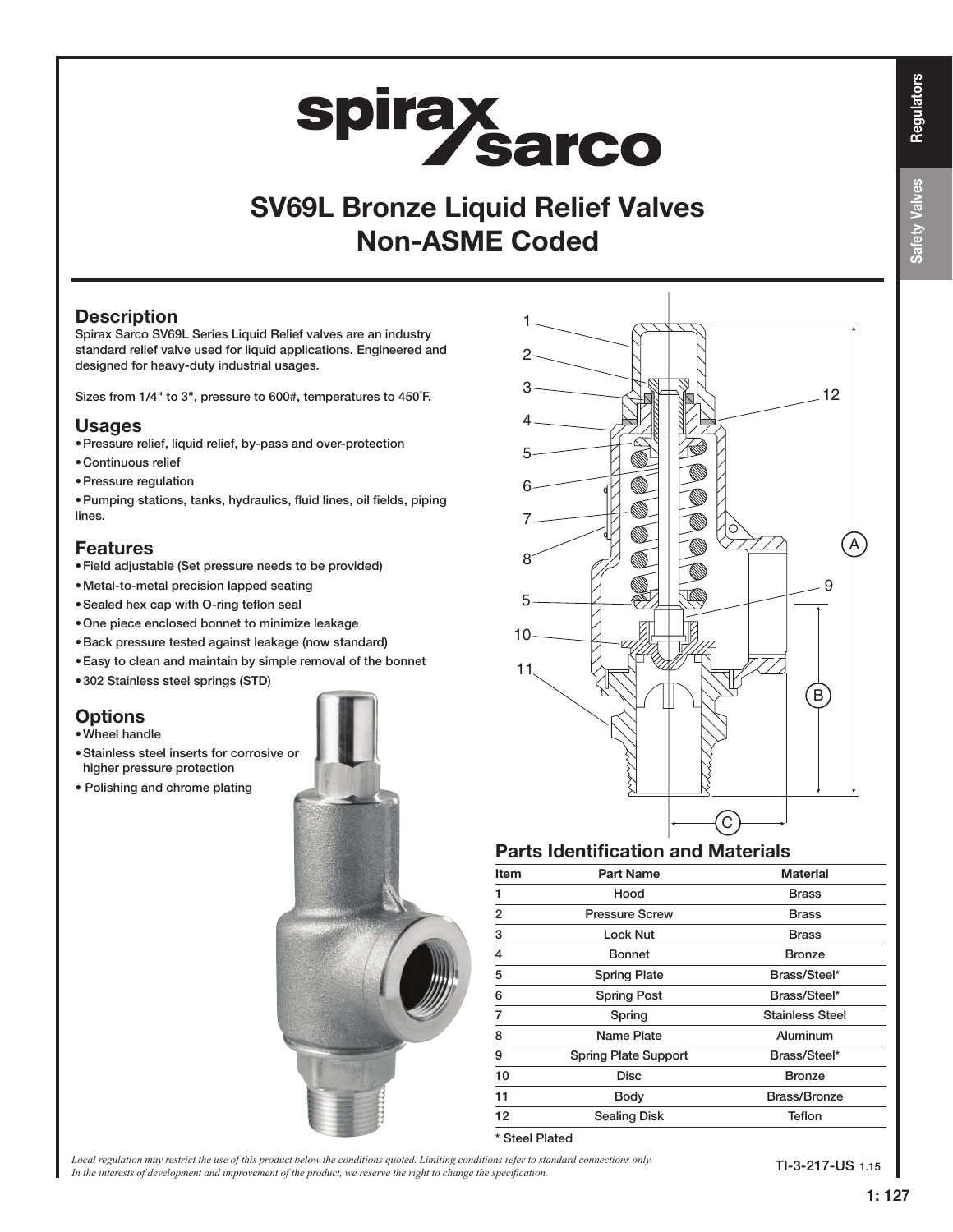# SV69L Bronze Liquid Relief Valves Non-ASME Coded

## Description

Spirax Sarco SV69L Series Liquid Relief valves are an industry standard relief valve used for liquid applications. Engineered and designed for heavy-duty industrial usages.

Sizes from 1/4" to 3", pressure to 600#, temperatures to 450˚F.

## Usages

- Pressure relief, liquid relief, by-pass and over-protection
- Continuous relief
- Pressure regulation
- Pumping stations, tanks, hydraulics, fluid lines, oil fields, piping lines.

## Features

- Field adjustable (Set pressure needs to be provided)
- Metal-to-metal precision lapped seating
- Sealed hex cap with O-ring teflon seal
- One piece enclosed bonnet to minimize leakage
- Back pressure tested against leakage (now standard)
- Easy to clean and maintain by simple removal of the bonnet
- 302 Stainless steel springs (STD)

## Options

- Wheel handle
- Stainless steel inserts for corrosive or higher pressure protection
- Polishing and chrome plating

## Parts Identification and Materials

| Item | Part Name | Material |
|---|---|---|
| 1 | Hood | Brass |
| 2 | Pressure Screw | Brass |
| 3 | Lock Nut | Brass |
| 4 | Bonnet | Bronze |
| 5 | Spring Plate | Brass/Steel* |
| 6 | Spring Post | Brass/Steel* |
| 7 | Spring | Stainless Steel |
| 8 | Name Plate | Aluminum |
| 9 | Spring Plate Support | Brass/Steel* |
| 10 | Disc | Bronze |
| 11 | Body | Brass/Bronze |
| 12 | Sealing Disk | Teflon |

\* Steel Plated

*Local regulation may restrict the use of this product below the conditions quoted. Limiting conditions refer to standard connections only. In the interests of development and improvement of the product, we reserve the right to change the specification.*

TI-3-217-US 1.15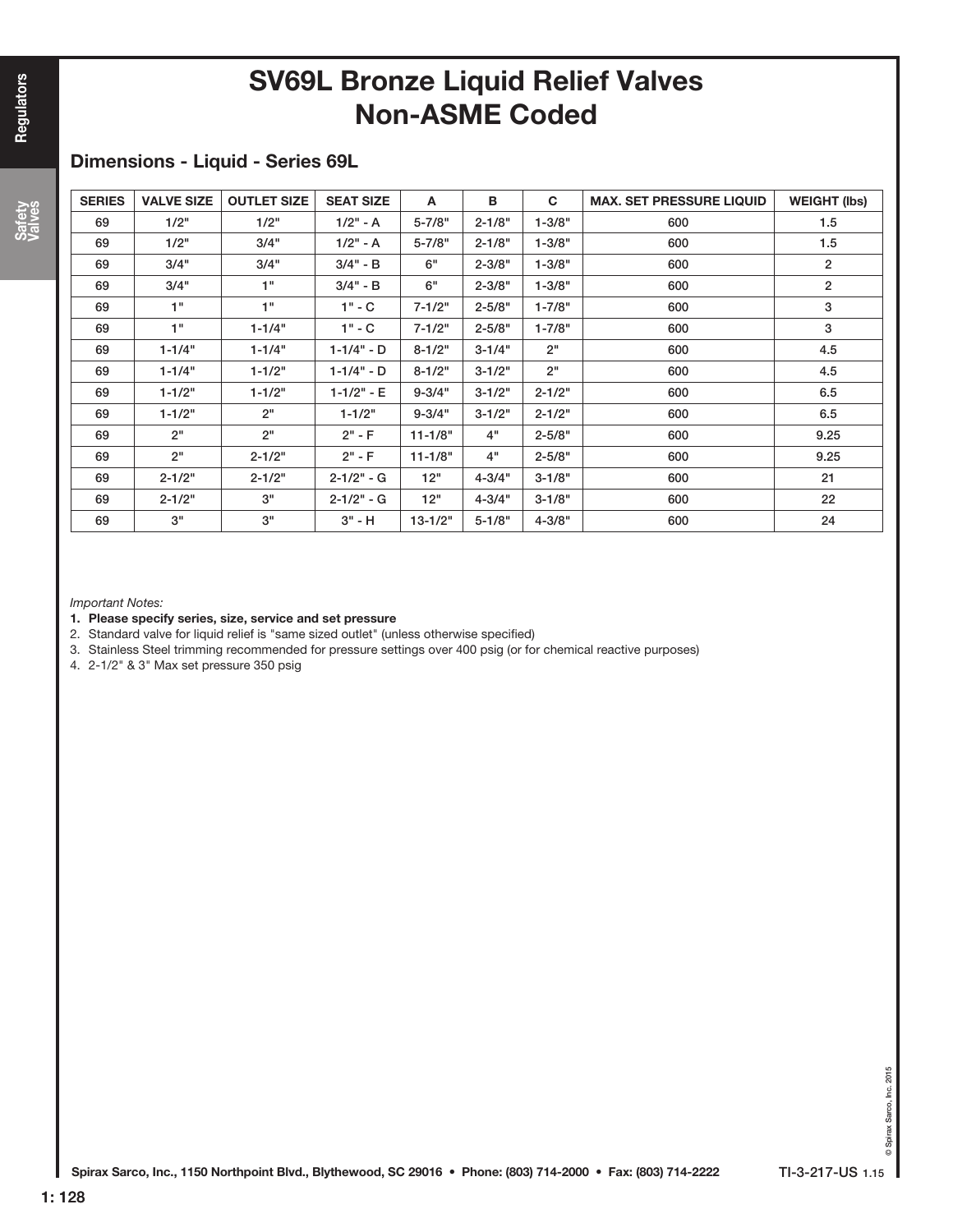# SV69L Bronze Liquid Relief Valves Non-ASME Coded

## Dimensions - Liquid - Series 69L

| SERIES | VALVE SIZE | OUTLET SIZE | SEAT SIZE | A | B | C | MAX. SET PRESSURE LIQUID | WEIGHT (lbs) |
|---|---|---|---|---|---|---|---|---|
| 69 | 1/2" | 1/2" | 1/2" - A | 5-7/8" | 2-1/8" | 1-3/8" | 600 | 1.5 |
| 69 | 1/2" | 3/4" | 1/2" - A | 5-7/8" | 2-1/8" | 1-3/8" | 600 | 1.5 |
| 69 | 3/4" | 3/4" | 3/4" - B | 6" | 2-3/8" | 1-3/8" | 600 | 2 |
| 69 | 3/4" | 1" | 3/4" - B | 6" | 2-3/8" | 1-3/8" | 600 | 2 |
| 69 | 1" | 1" | 1" - C | 7-1/2" | 2-5/8" | 1-7/8" | 600 | 3 |
| 69 | 1" | 1-1/4" | 1" - C | 7-1/2" | 2-5/8" | 1-7/8" | 600 | 3 |
| 69 | 1-1/4" | 1-1/4" | 1-1/4" - D | 8-1/2" | 3-1/4" | 2" | 600 | 4.5 |
| 69 | 1-1/4" | 1-1/2" | 1-1/4" - D | 8-1/2" | 3-1/2" | 2" | 600 | 4.5 |
| 69 | 1-1/2" | 1-1/2" | 1-1/2" - E | 9-3/4" | 3-1/2" | 2-1/2" | 600 | 6.5 |
| 69 | 1-1/2" | 2" | 1-1/2" | 9-3/4" | 3-1/2" | 2-1/2" | 600 | 6.5 |
| 69 | 2" | 2" | 2" - F | 11-1/8" | 4" | 2-5/8" | 600 | 9.25 |
| 69 | 2" | 2-1/2" | 2" - F | 11-1/8" | 4" | 2-5/8" | 600 | 9.25 |
| 69 | 2-1/2" | 2-1/2" | 2-1/2" - G | 12" | 4-3/4" | 3-1/8" | 600 | 21 |
| 69 | 2-1/2" | 3" | 2-1/2" - G | 12" | 4-3/4" | 3-1/8" | 600 | 22 |
| 69 | 3" | 3" | 3" - H | 13-1/2" | 5-1/8" | 4-3/8" | 600 | 24 |

*Important Notes:*

1. **Please specify series, size, service and set pressure**
2. Standard valve for liquid relief is "same sized outlet" (unless otherwise specified)
3. Stainless Steel trimming recommended for pressure settings over 400 psig (or for chemical reactive purposes)
4. 2-1/2" & 3" Max set pressure 350 psig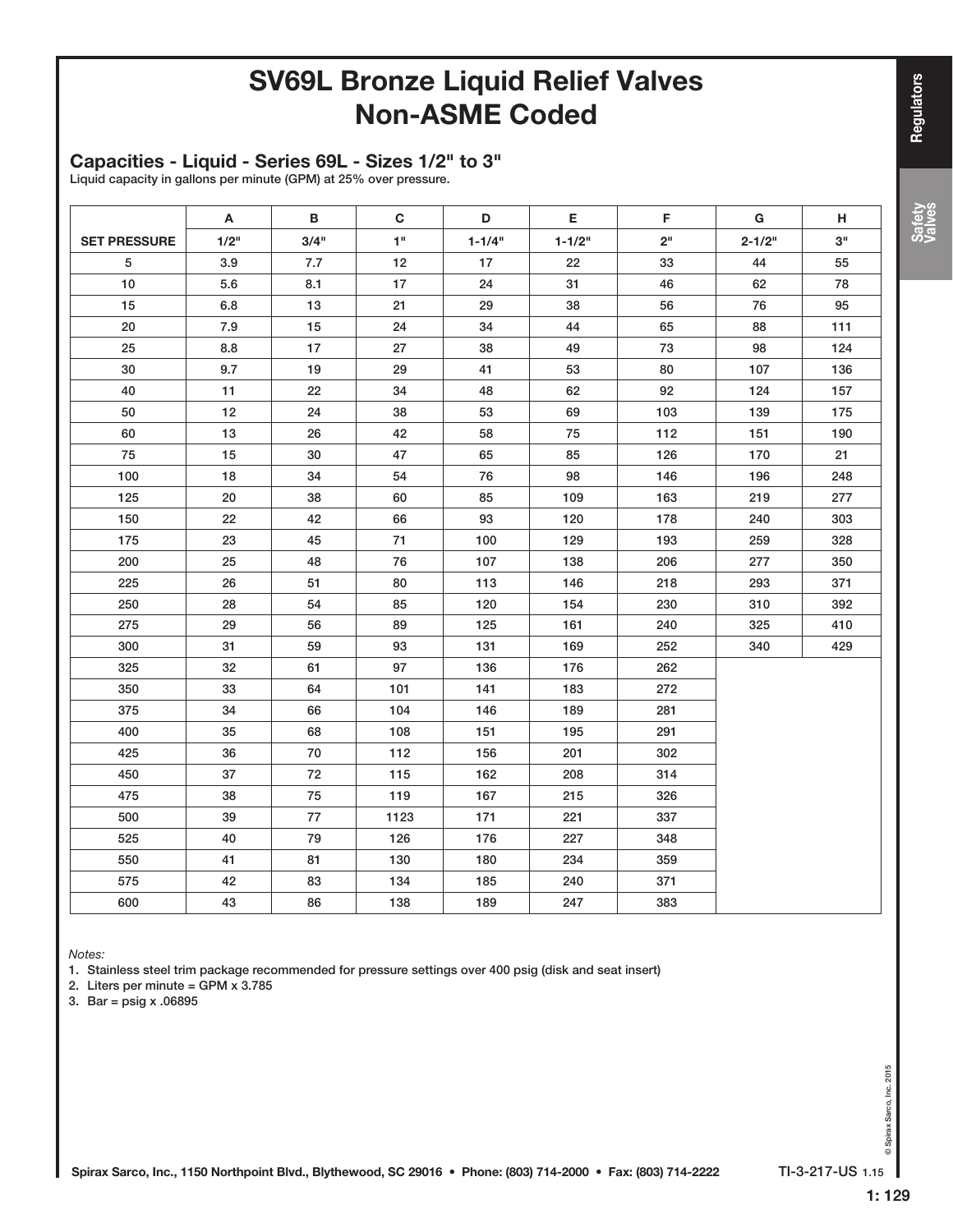# SV69L Bronze Liquid Relief Valves Non-ASME Coded

## Capacities - Liquid - Series 69L - Sizes 1/2" to 3"

Liquid capacity in gallons per minute (GPM) at 25% over pressure.

| | A | B | C | D | E | F | G | H |
|---|---|---|---|---|---|---|---|---|
| SET PRESSURE | 1/2" | 3/4" | 1" | 1-1/4" | 1-1/2" | 2" | 2-1/2" | 3" |
| 5 | 3.9 | 7.7 | 12 | 17 | 22 | 33 | 44 | 55 |
| 10 | 5.6 | 8.1 | 17 | 24 | 31 | 46 | 62 | 78 |
| 15 | 6.8 | 13 | 21 | 29 | 38 | 56 | 76 | 95 |
| 20 | 7.9 | 15 | 24 | 34 | 44 | 65 | 88 | 111 |
| 25 | 8.8 | 17 | 27 | 38 | 49 | 73 | 98 | 124 |
| 30 | 9.7 | 19 | 29 | 41 | 53 | 80 | 107 | 136 |
| 40 | 11 | 22 | 34 | 48 | 62 | 92 | 124 | 157 |
| 50 | 12 | 24 | 38 | 53 | 69 | 103 | 139 | 175 |
| 60 | 13 | 26 | 42 | 58 | 75 | 112 | 151 | 190 |
| 75 | 15 | 30 | 47 | 65 | 85 | 126 | 170 | 21 |
| 100 | 18 | 34 | 54 | 76 | 98 | 146 | 196 | 248 |
| 125 | 20 | 38 | 60 | 85 | 109 | 163 | 219 | 277 |
| 150 | 22 | 42 | 66 | 93 | 120 | 178 | 240 | 303 |
| 175 | 23 | 45 | 71 | 100 | 129 | 193 | 259 | 328 |
| 200 | 25 | 48 | 76 | 107 | 138 | 206 | 277 | 350 |
| 225 | 26 | 51 | 80 | 113 | 146 | 218 | 293 | 371 |
| 250 | 28 | 54 | 85 | 120 | 154 | 230 | 310 | 392 |
| 275 | 29 | 56 | 89 | 125 | 161 | 240 | 325 | 410 |
| 300 | 31 | 59 | 93 | 131 | 169 | 252 | 340 | 429 |
| 325 | 32 | 61 | 97 | 136 | 176 | 262 | | |
| 350 | 33 | 64 | 101 | 141 | 183 | 272 | | |
| 375 | 34 | 66 | 104 | 146 | 189 | 281 | | |
| 400 | 35 | 68 | 108 | 151 | 195 | 291 | | |
| 425 | 36 | 70 | 112 | 156 | 201 | 302 | | |
| 450 | 37 | 72 | 115 | 162 | 208 | 314 | | |
| 475 | 38 | 75 | 119 | 167 | 215 | 326 | | |
| 500 | 39 | 77 | 1123 | 171 | 221 | 337 | | |
| 525 | 40 | 79 | 126 | 176 | 227 | 348 | | |
| 550 | 41 | 81 | 130 | 180 | 234 | 359 | | |
| 575 | 42 | 83 | 134 | 185 | 240 | 371 | | |
| 600 | 43 | 86 | 138 | 189 | 247 | 383 | | |

*Notes:*

1. Stainless steel trim package recommended for pressure settings over 400 psig (disk and seat insert)
2. Liters per minute = GPM x 3.785
3. Bar = psig x .06895